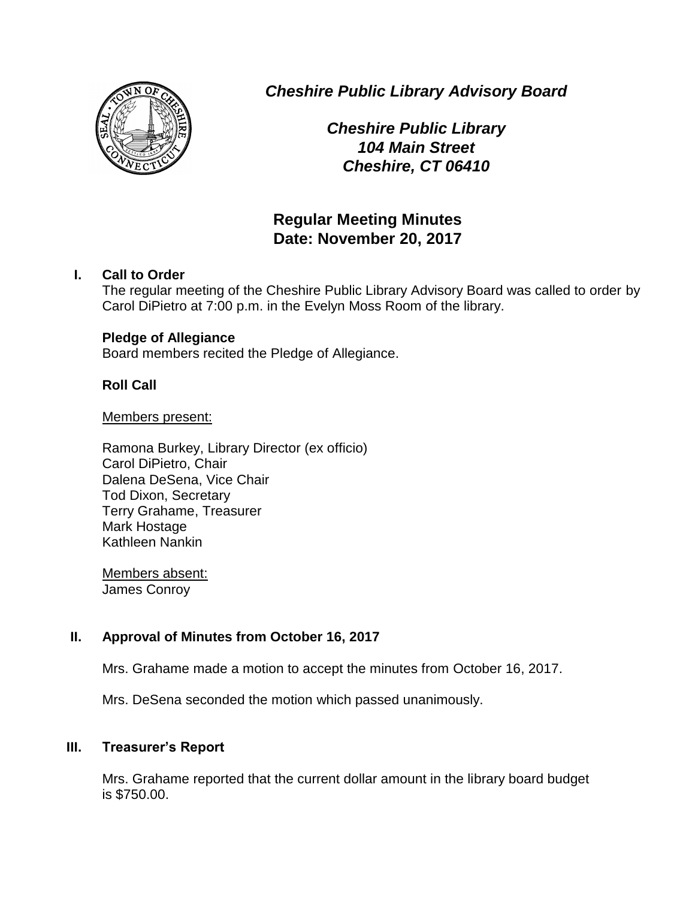***Cheshire Public Library Advisory Board***

***Cheshire Public Library***
***104 Main Street***
***Cheshire, CT 06410***

## Regular Meeting Minutes
## Date: November 20, 2017

### I. Call to Order

The regular meeting of the Cheshire Public Library Advisory Board was called to order by Carol DiPietro at 7:00 p.m. in the Evelyn Moss Room of the library.

**Pledge of Allegiance**

Board members recited the Pledge of Allegiance.

**Roll Call**

Members present:

Ramona Burkey, Library Director (ex officio)
Carol DiPietro, Chair
Dalena DeSena, Vice Chair
Tod Dixon, Secretary
Terry Grahame, Treasurer
Mark Hostage
Kathleen Nankin

Members absent:
James Conroy

### II. Approval of Minutes from October 16, 2017

Mrs. Grahame made a motion to accept the minutes from October 16, 2017.

Mrs. DeSena seconded the motion which passed unanimously.

### III. Treasurer's Report

Mrs. Grahame reported that the current dollar amount in the library board budget is $750.00.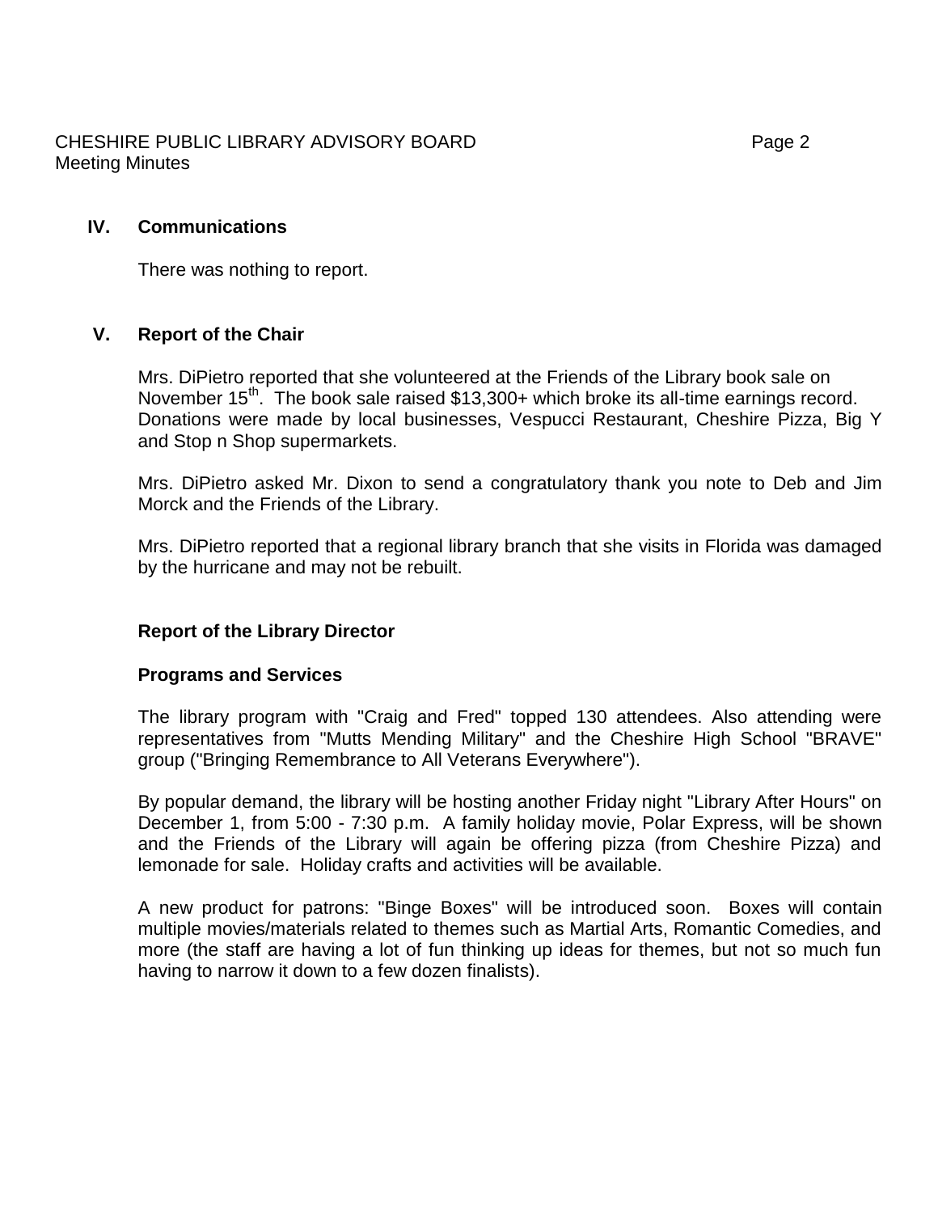## IV. Communications

There was nothing to report.

## V. Report of the Chair

Mrs. DiPietro reported that she volunteered at the Friends of the Library book sale on November 15th. The book sale raised $13,300+ which broke its all-time earnings record. Donations were made by local businesses, Vespucci Restaurant, Cheshire Pizza, Big Y and Stop n Shop supermarkets.

Mrs. DiPietro asked Mr. Dixon to send a congratulatory thank you note to Deb and Jim Morck and the Friends of the Library.

Mrs. DiPietro reported that a regional library branch that she visits in Florida was damaged by the hurricane and may not be rebuilt.

**Report of the Library Director**

**Programs and Services**

The library program with "Craig and Fred" topped 130 attendees. Also attending were representatives from "Mutts Mending Military" and the Cheshire High School "BRAVE" group ("Bringing Remembrance to All Veterans Everywhere").

By popular demand, the library will be hosting another Friday night "Library After Hours" on December 1, from 5:00 - 7:30 p.m. A family holiday movie, Polar Express, will be shown and the Friends of the Library will again be offering pizza (from Cheshire Pizza) and lemonade for sale. Holiday crafts and activities will be available.

A new product for patrons: "Binge Boxes" will be introduced soon. Boxes will contain multiple movies/materials related to themes such as Martial Arts, Romantic Comedies, and more (the staff are having a lot of fun thinking up ideas for themes, but not so much fun having to narrow it down to a few dozen finalists).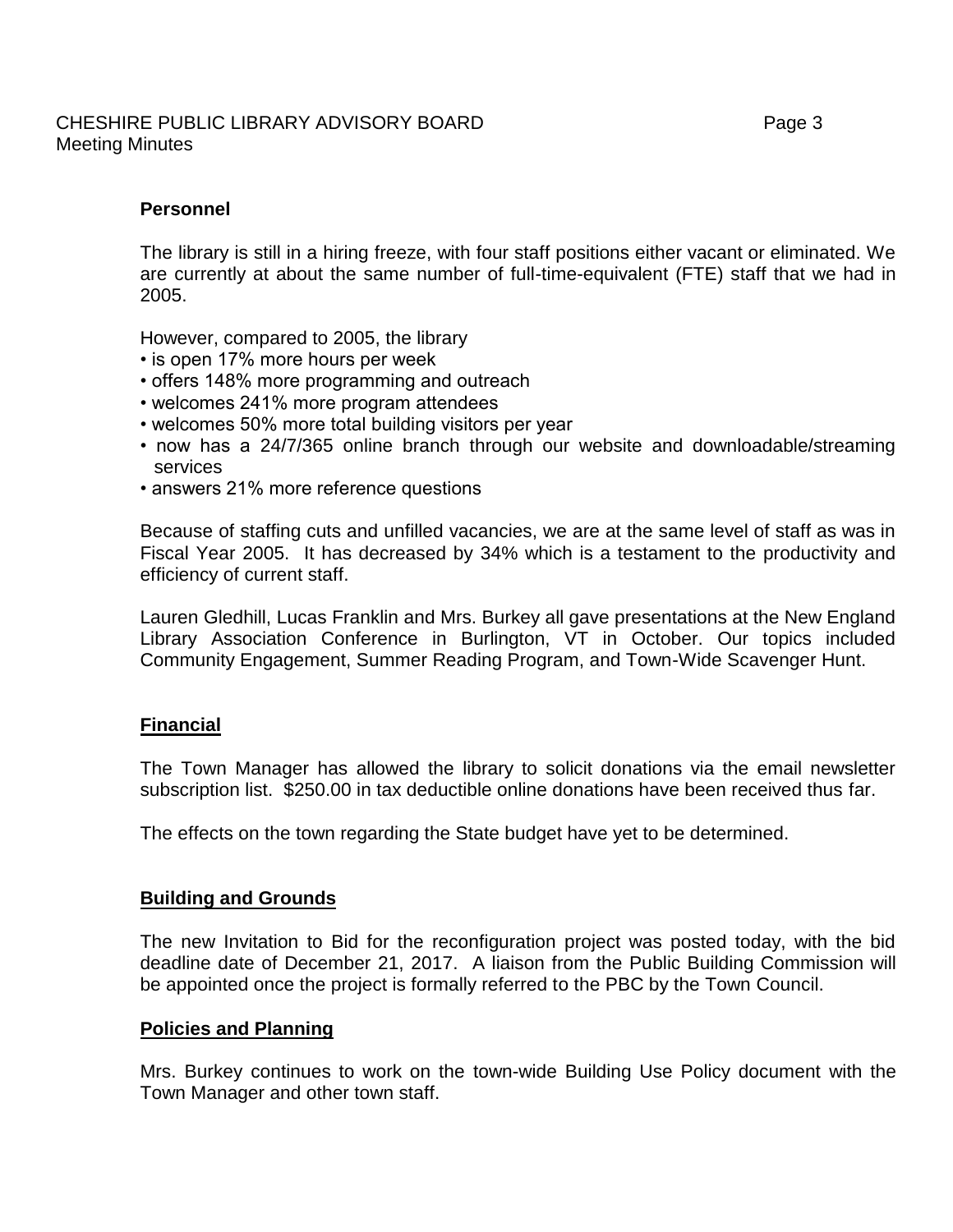**Personnel**

The library is still in a hiring freeze, with four staff positions either vacant or eliminated. We are currently at about the same number of full-time-equivalent (FTE) staff that we had in 2005.

However, compared to 2005, the library

- is open 17% more hours per week
- offers 148% more programming and outreach
- welcomes 241% more program attendees
- welcomes 50% more total building visitors per year
- now has a 24/7/365 online branch through our website and downloadable/streaming services
- answers 21% more reference questions

Because of staffing cuts and unfilled vacancies, we are at the same level of staff as was in Fiscal Year 2005. It has decreased by 34% which is a testament to the productivity and efficiency of current staff.

Lauren Gledhill, Lucas Franklin and Mrs. Burkey all gave presentations at the New England Library Association Conference in Burlington, VT in October. Our topics included Community Engagement, Summer Reading Program, and Town-Wide Scavenger Hunt.

**Financial**

The Town Manager has allowed the library to solicit donations via the email newsletter subscription list. $250.00 in tax deductible online donations have been received thus far.

The effects on the town regarding the State budget have yet to be determined.

**Building and Grounds**

The new Invitation to Bid for the reconfiguration project was posted today, with the bid deadline date of December 21, 2017. A liaison from the Public Building Commission will be appointed once the project is formally referred to the PBC by the Town Council.

**Policies and Planning**

Mrs. Burkey continues to work on the town-wide Building Use Policy document with the Town Manager and other town staff.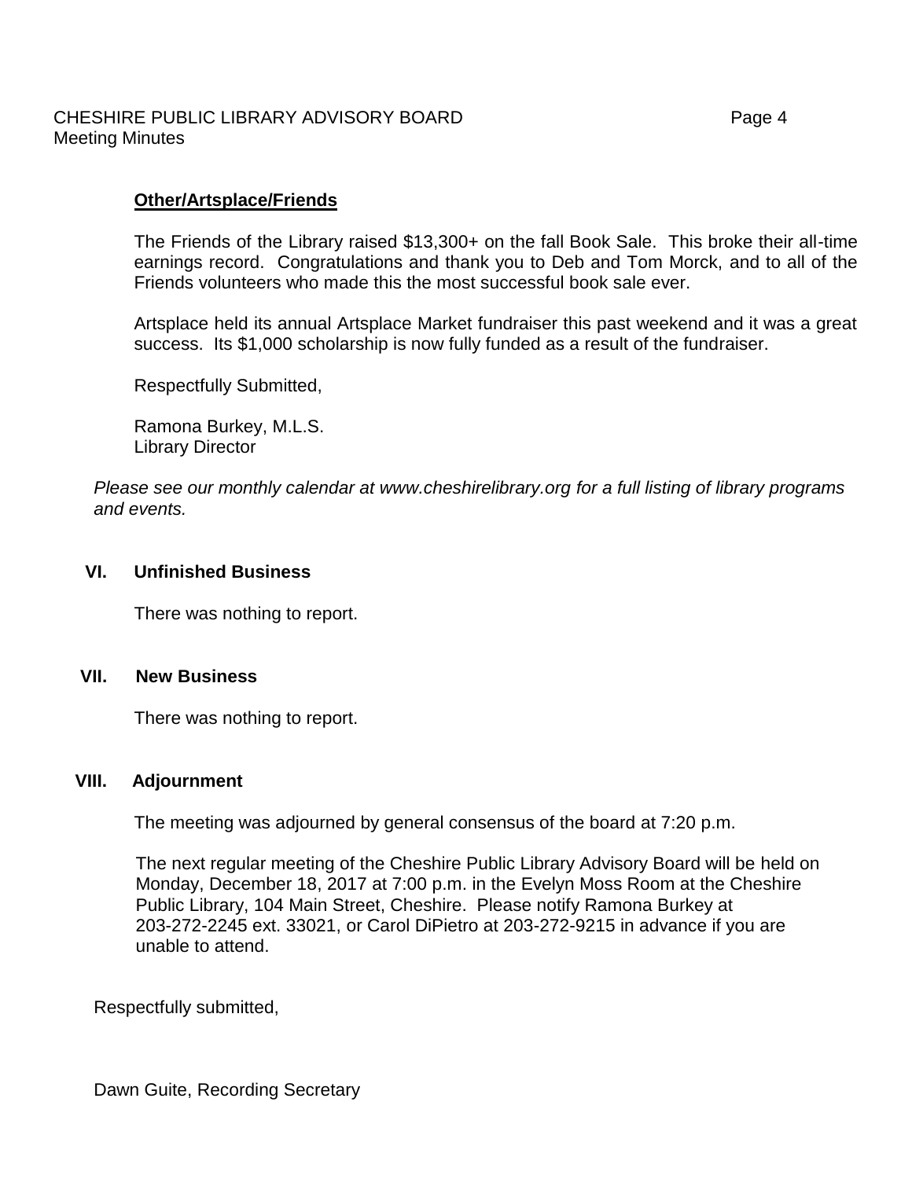**Other/Artsplace/Friends**

The Friends of the Library raised $13,300+ on the fall Book Sale. This broke their all-time earnings record. Congratulations and thank you to Deb and Tom Morck, and to all of the Friends volunteers who made this the most successful book sale ever.

Artsplace held its annual Artsplace Market fundraiser this past weekend and it was a great success. Its $1,000 scholarship is now fully funded as a result of the fundraiser.

Respectfully Submitted,

Ramona Burkey, M.L.S.
Library Director

*Please see our monthly calendar at www.cheshirelibrary.org for a full listing of library programs and events.*

## VI. Unfinished Business

There was nothing to report.

## VII. New Business

There was nothing to report.

## VIII. Adjournment

The meeting was adjourned by general consensus of the board at 7:20 p.m.

The next regular meeting of the Cheshire Public Library Advisory Board will be held on Monday, December 18, 2017 at 7:00 p.m. in the Evelyn Moss Room at the Cheshire Public Library, 104 Main Street, Cheshire. Please notify Ramona Burkey at 203-272-2245 ext. 33021, or Carol DiPietro at 203-272-9215 in advance if you are unable to attend.

Respectfully submitted,

Dawn Guite, Recording Secretary